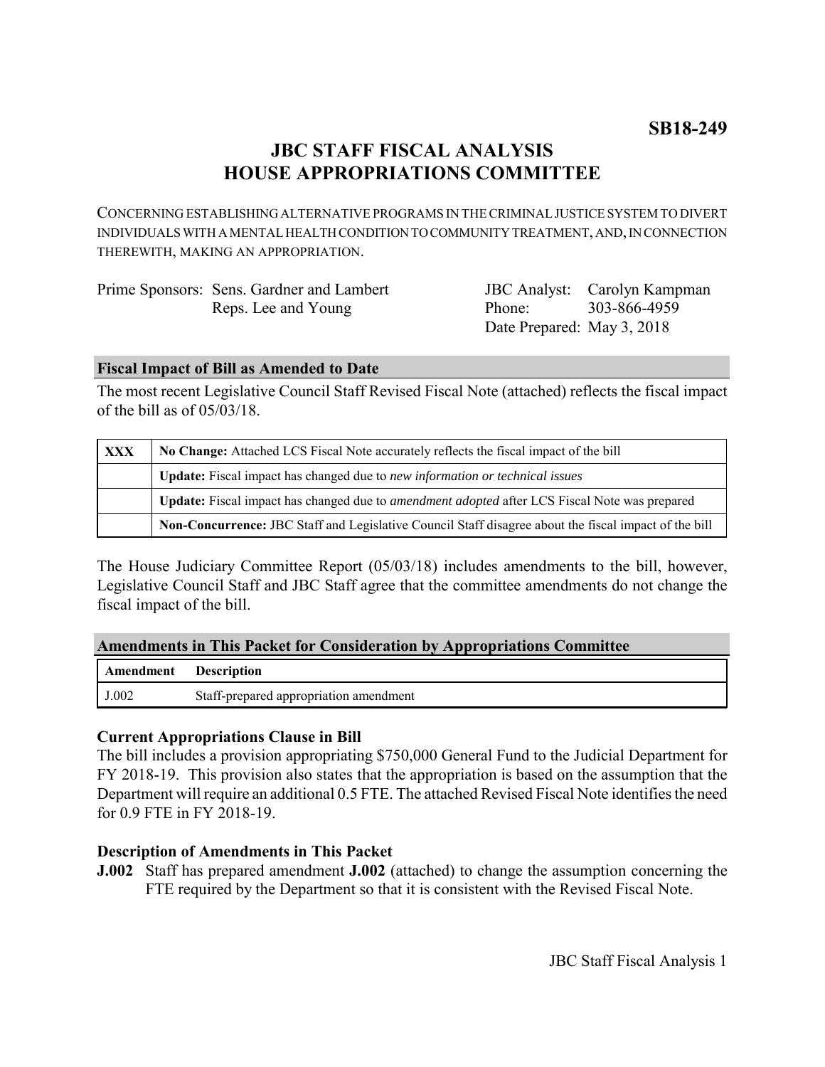**SB18-249**

# JBC STAFF FISCAL ANALYSIS
# HOUSE APPROPRIATIONS COMMITTEE

CONCERNING ESTABLISHING ALTERNATIVE PROGRAMS IN THE CRIMINAL JUSTICE SYSTEM TO DIVERT INDIVIDUALS WITH A MENTAL HEALTH CONDITION TO COMMUNITY TREATMENT, AND, IN CONNECTION THEREWITH, MAKING AN APPROPRIATION.

| | | | |
|---|---|---|---|
| Prime Sponsors: | Sens. Gardner and Lambert | JBC Analyst: | Carolyn Kampman |
| | Reps. Lee and Young | Phone: | 303-866-4959 |
| | | Date Prepared: | May 3, 2018 |

## Fiscal Impact of Bill as Amended to Date

The most recent Legislative Council Staff Revised Fiscal Note (attached) reflects the fiscal impact of the bill as of 05/03/18.

| | |
|---|---|
| **XXX** | **No Change:** Attached LCS Fiscal Note accurately reflects the fiscal impact of the bill |
| | **Update:** Fiscal impact has changed due to *new information or technical issues* |
| | **Update:** Fiscal impact has changed due to *amendment adopted* after LCS Fiscal Note was prepared |
| | **Non-Concurrence:** JBC Staff and Legislative Council Staff disagree about the fiscal impact of the bill |

The House Judiciary Committee Report (05/03/18) includes amendments to the bill, however, Legislative Council Staff and JBC Staff agree that the committee amendments do not change the fiscal impact of the bill.

## Amendments in This Packet for Consideration by Appropriations Committee

| Amendment | Description |
|---|---|
| J.002 | Staff-prepared appropriation amendment |

### Current Appropriations Clause in Bill

The bill includes a provision appropriating $750,000 General Fund to the Judicial Department for FY 2018-19. This provision also states that the appropriation is based on the assumption that the Department will require an additional 0.5 FTE. The attached Revised Fiscal Note identifies the need for 0.9 FTE in FY 2018-19.

### Description of Amendments in This Packet

**J.002** Staff has prepared amendment **J.002** (attached) to change the assumption concerning the FTE required by the Department so that it is consistent with the Revised Fiscal Note.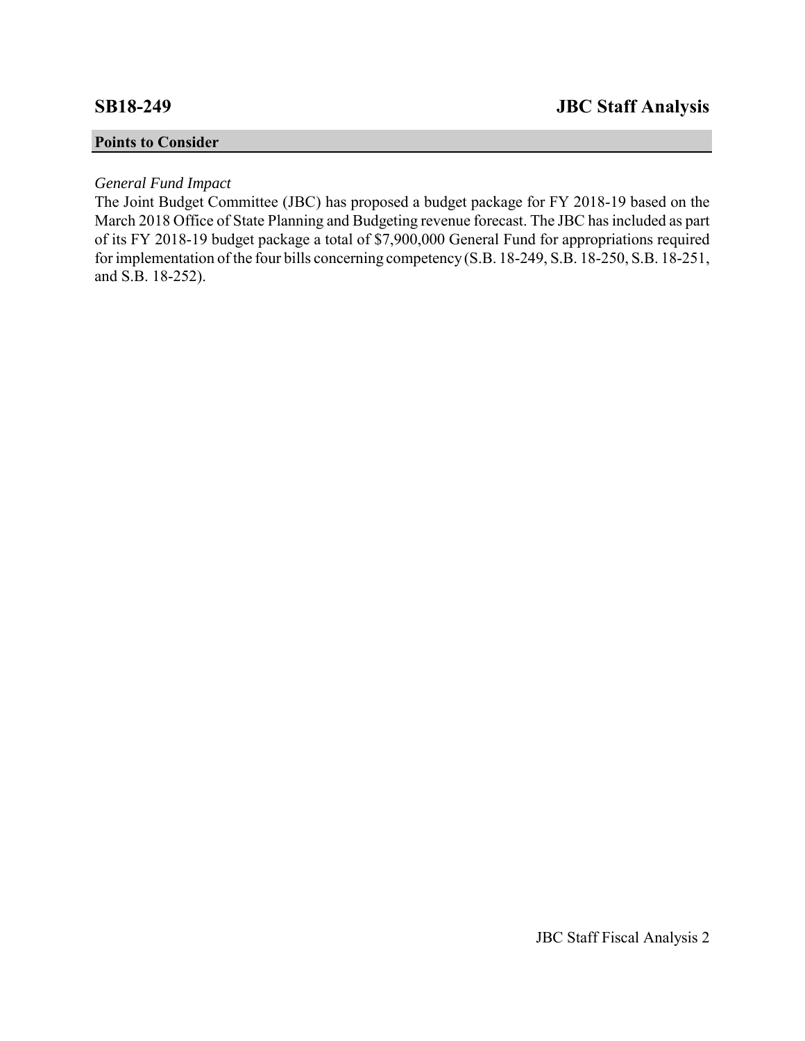## Points to Consider

*General Fund Impact*

The Joint Budget Committee (JBC) has proposed a budget package for FY 2018-19 based on the March 2018 Office of State Planning and Budgeting revenue forecast. The JBC has included as part of its FY 2018-19 budget package a total of $7,900,000 General Fund for appropriations required for implementation of the four bills concerning competency (S.B. 18-249, S.B. 18-250, S.B. 18-251, and S.B. 18-252).